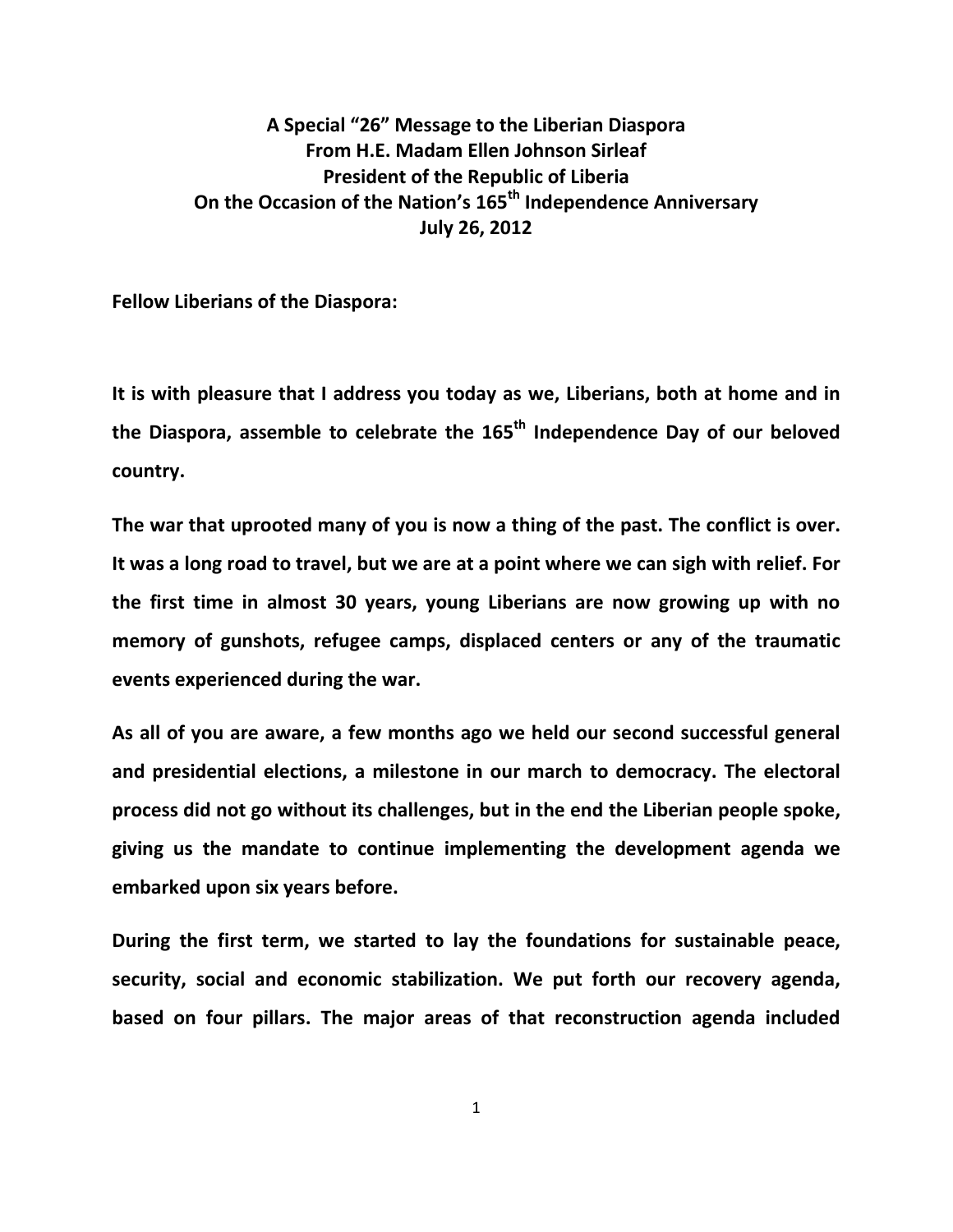# A Special "26" Message to the Liberian Diaspora
# From H.E. Madam Ellen Johnson Sirleaf
# President of the Republic of Liberia
# On the Occasion of the Nation's 165th Independence Anniversary
# July 26, 2012

**Fellow Liberians of the Diaspora:**

**It is with pleasure that I address you today as we, Liberians, both at home and in the Diaspora, assemble to celebrate the 165th Independence Day of our beloved country.**

**The war that uprooted many of you is now a thing of the past. The conflict is over. It was a long road to travel, but we are at a point where we can sigh with relief. For the first time in almost 30 years, young Liberians are now growing up with no memory of gunshots, refugee camps, displaced centers or any of the traumatic events experienced during the war.**

**As all of you are aware, a few months ago we held our second successful general and presidential elections, a milestone in our march to democracy. The electoral process did not go without its challenges, but in the end the Liberian people spoke, giving us the mandate to continue implementing the development agenda we embarked upon six years before.**

**During the first term, we started to lay the foundations for sustainable peace, security, social and economic stabilization. We put forth our recovery agenda, based on four pillars. The major areas of that reconstruction agenda included**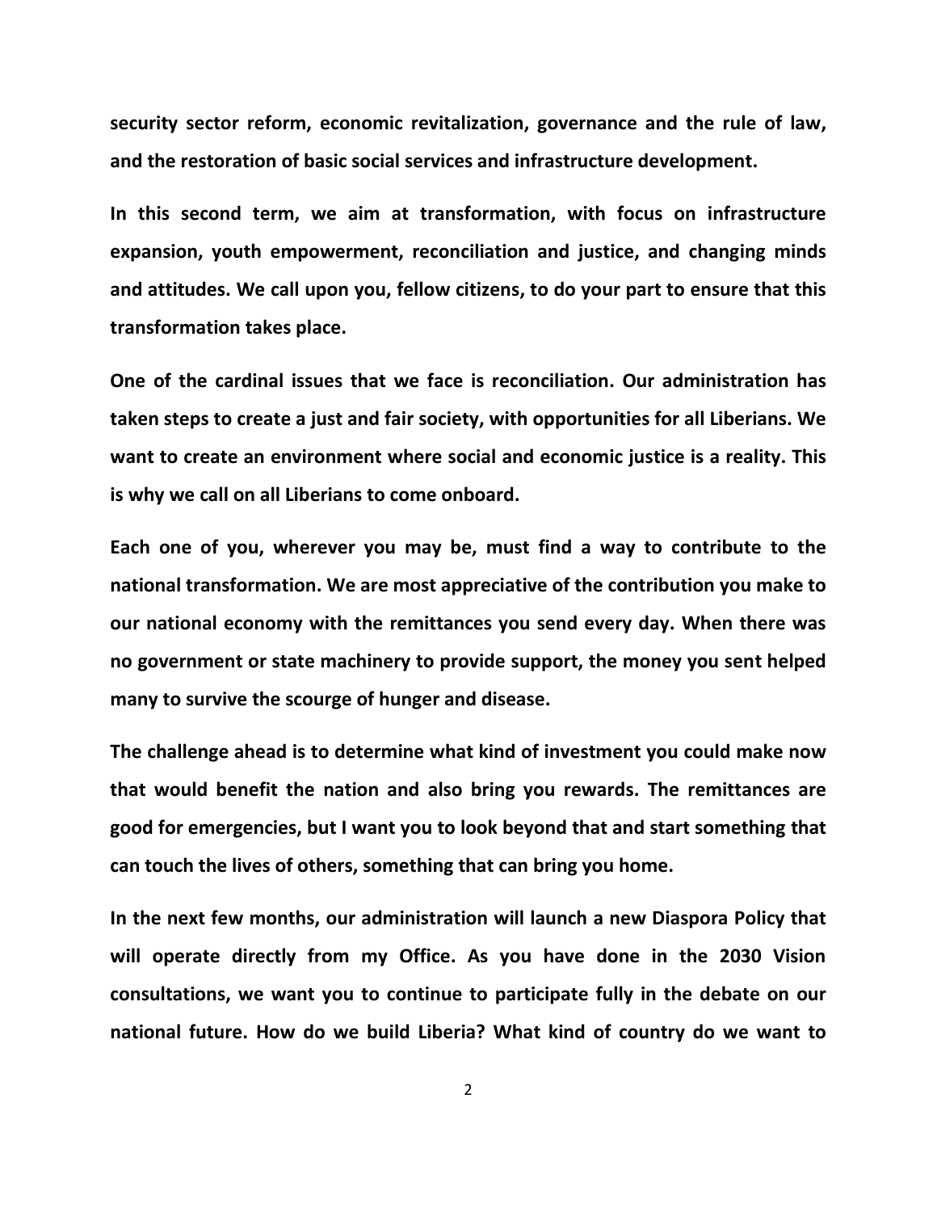**security sector reform, economic revitalization, governance and the rule of law, and the restoration of basic social services and infrastructure development.**

**In this second term, we aim at transformation, with focus on infrastructure expansion, youth empowerment, reconciliation and justice, and changing minds and attitudes. We call upon you, fellow citizens, to do your part to ensure that this transformation takes place.**

**One of the cardinal issues that we face is reconciliation. Our administration has taken steps to create a just and fair society, with opportunities for all Liberians. We want to create an environment where social and economic justice is a reality. This is why we call on all Liberians to come onboard.**

**Each one of you, wherever you may be, must find a way to contribute to the national transformation. We are most appreciative of the contribution you make to our national economy with the remittances you send every day. When there was no government or state machinery to provide support, the money you sent helped many to survive the scourge of hunger and disease.**

**The challenge ahead is to determine what kind of investment you could make now that would benefit the nation and also bring you rewards. The remittances are good for emergencies, but I want you to look beyond that and start something that can touch the lives of others, something that can bring you home.**

**In the next few months, our administration will launch a new Diaspora Policy that will operate directly from my Office. As you have done in the 2030 Vision consultations, we want you to continue to participate fully in the debate on our national future. How do we build Liberia? What kind of country do we want to**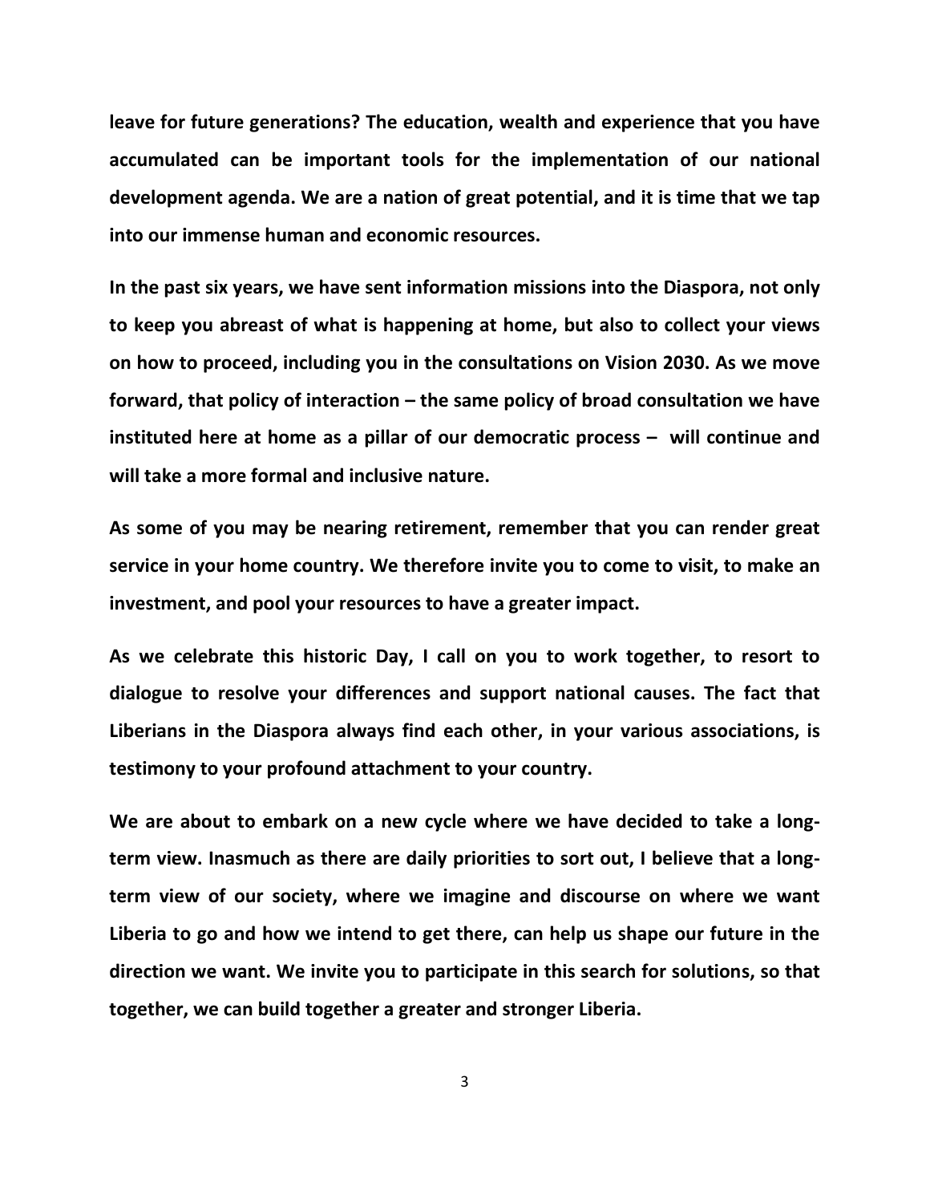**leave for future generations? The education, wealth and experience that you have accumulated can be important tools for the implementation of our national development agenda. We are a nation of great potential, and it is time that we tap into our immense human and economic resources.**

**In the past six years, we have sent information missions into the Diaspora, not only to keep you abreast of what is happening at home, but also to collect your views on how to proceed, including you in the consultations on Vision 2030. As we move forward, that policy of interaction – the same policy of broad consultation we have instituted here at home as a pillar of our democratic process – will continue and will take a more formal and inclusive nature.**

**As some of you may be nearing retirement, remember that you can render great service in your home country. We therefore invite you to come to visit, to make an investment, and pool your resources to have a greater impact.**

**As we celebrate this historic Day, I call on you to work together, to resort to dialogue to resolve your differences and support national causes. The fact that Liberians in the Diaspora always find each other, in your various associations, is testimony to your profound attachment to your country.**

**We are about to embark on a new cycle where we have decided to take a long-term view. Inasmuch as there are daily priorities to sort out, I believe that a long-term view of our society, where we imagine and discourse on where we want Liberia to go and how we intend to get there, can help us shape our future in the direction we want. We invite you to participate in this search for solutions, so that together, we can build together a greater and stronger Liberia.**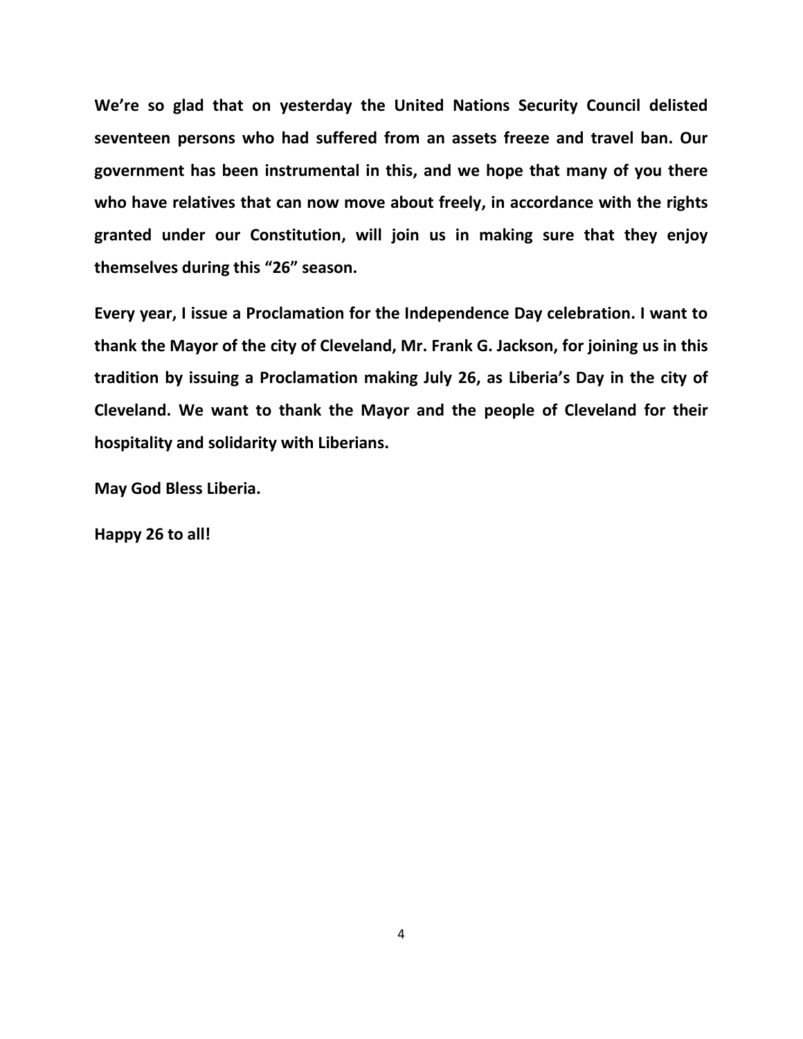**We're so glad that on yesterday the United Nations Security Council delisted seventeen persons who had suffered from an assets freeze and travel ban. Our government has been instrumental in this, and we hope that many of you there who have relatives that can now move about freely, in accordance with the rights granted under our Constitution, will join us in making sure that they enjoy themselves during this "26" season.**

**Every year, I issue a Proclamation for the Independence Day celebration. I want to thank the Mayor of the city of Cleveland, Mr. Frank G. Jackson, for joining us in this tradition by issuing a Proclamation making July 26, as Liberia's Day in the city of Cleveland. We want to thank the Mayor and the people of Cleveland for their hospitality and solidarity with Liberians.**

**May God Bless Liberia.**

**Happy 26 to all!**